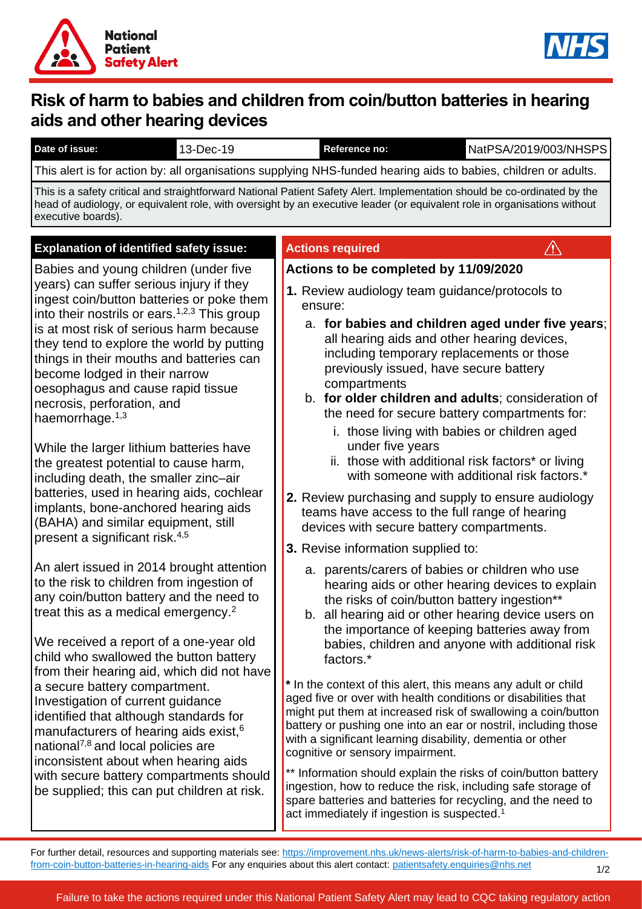National Patient Safety Alert

NHS

# Risk of harm to babies and children from coin/button batteries in hearing aids and other hearing devices

| Date of issue: | 13-Dec-19 | Reference no: | NatPSA/2019/003/NHSPS |
| --- | --- | --- | --- |

This alert is for action by: all organisations supplying NHS-funded hearing aids to babies, children or adults.

This is a safety critical and straightforward National Patient Safety Alert. Implementation should be co-ordinated by the head of audiology, or equivalent role, with oversight by an executive leader (or equivalent role in organisations without executive boards).

## Explanation of identified safety issue:

Babies and young children (under five years) can suffer serious injury if they ingest coin/button batteries or poke them into their nostrils or ears.[1,2,3] This group is at most risk of serious harm because they tend to explore the world by putting things in their mouths and batteries can become lodged in their narrow oesophagus and cause rapid tissue necrosis, perforation, and haemorrhage.[1,3]

While the larger lithium batteries have the greatest potential to cause harm, including death, the smaller zinc–air batteries, used in hearing aids, cochlear implants, bone-anchored hearing aids (BAHA) and similar equipment, still present a significant risk.[4,5]

An alert issued in 2014 brought attention to the risk to children from ingestion of any coin/button battery and the need to treat this as a medical emergency.[2]

We received a report of a one-year old child who swallowed the button battery from their hearing aid, which did not have a secure battery compartment. Investigation of current guidance identified that although standards for manufacturers of hearing aids exist,[6] national[7,8] and local policies are inconsistent about when hearing aids with secure battery compartments should be supplied; this can put children at risk.

## Actions required

### Actions to be completed by 11/09/2020

1. Review audiology team guidance/protocols to ensure:
   a. **for babies and children aged under five years**; all hearing aids and other hearing devices, including temporary replacements or those previously issued, have secure battery compartments
   b. **for older children and adults**; consideration of the need for secure battery compartments for:
      i. those living with babies or children aged under five years
      ii. those with additional risk factors* or living with someone with additional risk factors.*
2. Review purchasing and supply to ensure audiology teams have access to the full range of hearing devices with secure battery compartments.
3. Revise information supplied to:
   a. parents/carers of babies or children who use hearing aids or other hearing devices to explain the risks of coin/button battery ingestion**
   b. all hearing aid or other hearing device users on the importance of keeping batteries away from babies, children and anyone with additional risk factors.*

**\*** In the context of this alert, this means any adult or child aged five or over with health conditions or disabilities that might put them at increased risk of swallowing a coin/button battery or pushing one into an ear or nostril, including those with a significant learning disability, dementia or other cognitive or sensory impairment.

** Information should explain the risks of coin/button battery ingestion, how to reduce the risk, including safe storage of spare batteries and batteries for recycling, and the need to act immediately if ingestion is suspected.[1]

For further detail, resources and supporting materials see: https://improvement.nhs.uk/news-alerts/risk-of-harm-to-babies-and-children-from-coin-button-batteries-in-hearing-aids For any enquiries about this alert contact: patientsafety.enquiries@nhs.net

Failure to take the actions required under this National Patient Safety Alert may lead to CQC taking regulatory action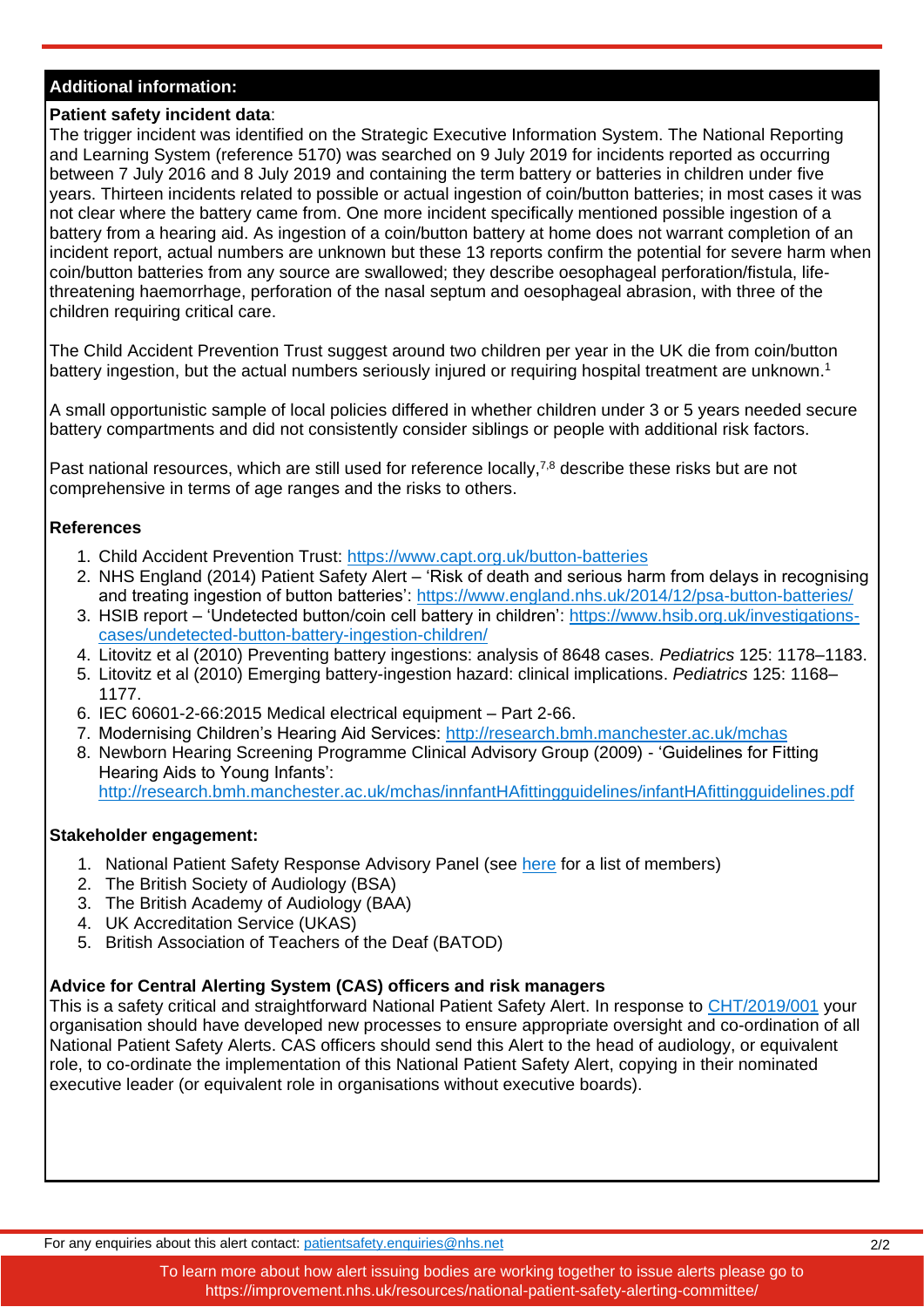## Additional information:

**Patient safety incident data**:
The trigger incident was identified on the Strategic Executive Information System. The National Reporting and Learning System (reference 5170) was searched on 9 July 2019 for incidents reported as occurring between 7 July 2016 and 8 July 2019 and containing the term battery or batteries in children under five years. Thirteen incidents related to possible or actual ingestion of coin/button batteries; in most cases it was not clear where the battery came from. One more incident specifically mentioned possible ingestion of a battery from a hearing aid. As ingestion of a coin/button battery at home does not warrant completion of an incident report, actual numbers are unknown but these 13 reports confirm the potential for severe harm when coin/button batteries from any source are swallowed; they describe oesophageal perforation/fistula, life-threatening haemorrhage, perforation of the nasal septum and oesophageal abrasion, with three of the children requiring critical care.

The Child Accident Prevention Trust suggest around two children per year in the UK die from coin/button battery ingestion, but the actual numbers seriously injured or requiring hospital treatment are unknown.[1]

A small opportunistic sample of local policies differed in whether children under 3 or 5 years needed secure battery compartments and did not consistently consider siblings or people with additional risk factors.

Past national resources, which are still used for reference locally,[7,8] describe these risks but are not comprehensive in terms of age ranges and the risks to others.

**References**

1. Child Accident Prevention Trust: https://www.capt.org.uk/button-batteries
2. NHS England (2014) Patient Safety Alert – 'Risk of death and serious harm from delays in recognising and treating ingestion of button batteries': https://www.england.nhs.uk/2014/12/psa-button-batteries/
3. HSIB report – 'Undetected button/coin cell battery in children': https://www.hsib.org.uk/investigations-cases/undetected-button-battery-ingestion-children/
4. Litovitz et al (2010) Preventing battery ingestions: analysis of 8648 cases. *Pediatrics* 125: 1178–1183.
5. Litovitz et al (2010) Emerging battery-ingestion hazard: clinical implications. *Pediatrics* 125: 1168–1177.
6. IEC 60601-2-66:2015 Medical electrical equipment – Part 2-66.
7. Modernising Children's Hearing Aid Services: http://research.bmh.manchester.ac.uk/mchas
8. Newborn Hearing Screening Programme Clinical Advisory Group (2009) - 'Guidelines for Fitting Hearing Aids to Young Infants': http://research.bmh.manchester.ac.uk/mchas/innfantHAfittingguidelines/infantHAfittingguidelines.pdf

**Stakeholder engagement:**

1. National Patient Safety Response Advisory Panel (see here for a list of members)
2. The British Society of Audiology (BSA)
3. The British Academy of Audiology (BAA)
4. UK Accreditation Service (UKAS)
5. British Association of Teachers of the Deaf (BATOD)

**Advice for Central Alerting System (CAS) officers and risk managers**
This is a safety critical and straightforward National Patient Safety Alert. In response to CHT/2019/001 your organisation should have developed new processes to ensure appropriate oversight and co-ordination of all National Patient Safety Alerts. CAS officers should send this Alert to the head of audiology, or equivalent role, to co-ordinate the implementation of this National Patient Safety Alert, copying in their nominated executive leader (or equivalent role in organisations without executive boards).

For any enquiries about this alert contact: patientsafety.enquiries@nhs.net

To learn more about how alert issuing bodies are working together to issue alerts please go to https://improvement.nhs.uk/resources/national-patient-safety-alerting-committee/